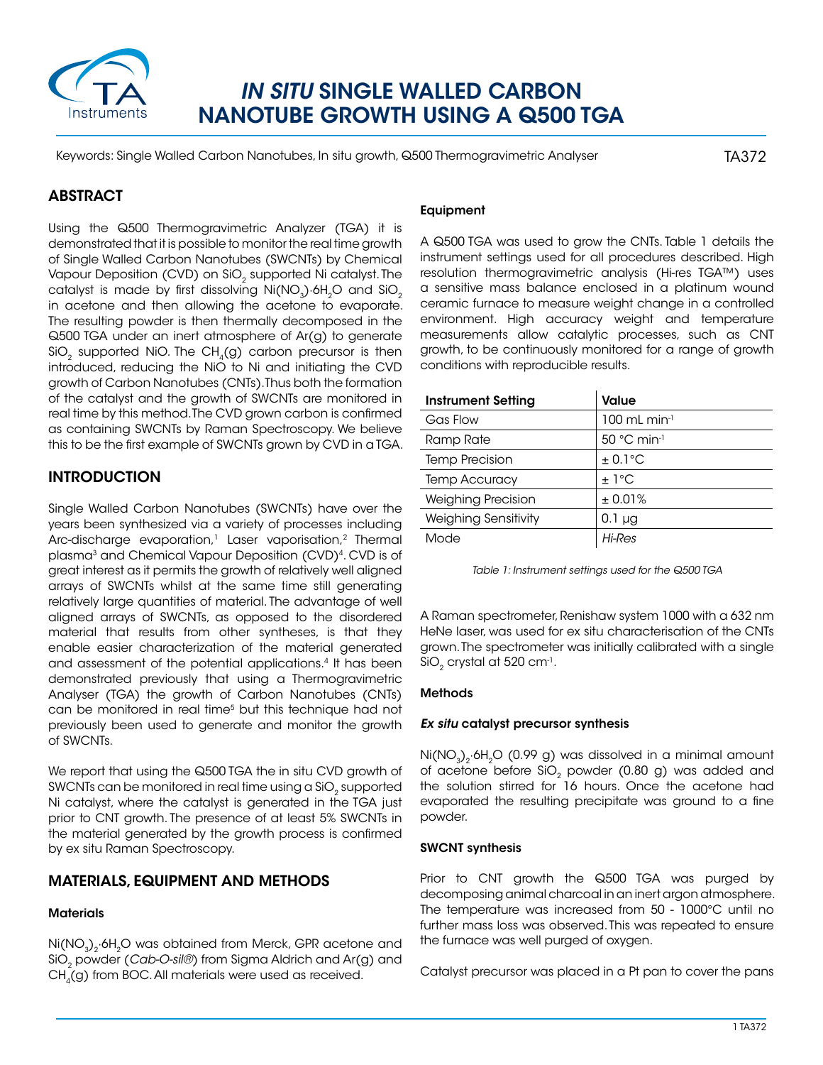# *IN SITU* SINGLE WALLED CARBON NANOTUBE GROWTH USING A Q500 TGA

Keywords: Single Walled Carbon Nanotubes, In situ growth, Q500 Thermogravimetric Analyser

TA372

## ABSTRACT

Using the Q500 Thermogravimetric Analyzer (TGA) it is demonstrated that it is possible to monitor the real time growth of Single Walled Carbon Nanotubes (SWCNTs) by Chemical Vapour Deposition (CVD) on $SiO_2$ supported Ni catalyst. The catalyst is made by first dissolving $Ni(NO_3){\cdot}6H_2O$ and $SiO_2$ in acetone and then allowing the acetone to evaporate. The resulting powder is then thermally decomposed in the Q500 TGA under an inert atmosphere of Ar(g) to generate $SiO_2$ supported NiO. The $CH_4$(g) carbon precursor is then introduced, reducing the NiO to Ni and initiating the CVD growth of Carbon Nanotubes (CNTs). Thus both the formation of the catalyst and the growth of SWCNTs are monitored in real time by this method. The CVD grown carbon is confirmed as containing SWCNTs by Raman Spectroscopy. We believe this to be the first example of SWCNTs grown by CVD in a TGA.

## INTRODUCTION

Single Walled Carbon Nanotubes (SWCNTs) have over the years been synthesized via a variety of processes including Arc-discharge evaporation,[1] Laser vaporisation,[2] Thermal plasma[3] and Chemical Vapour Deposition (CVD)[4]. CVD is of great interest as it permits the growth of relatively well aligned arrays of SWCNTs whilst at the same time still generating relatively large quantities of material. The advantage of well aligned arrays of SWCNTs, as opposed to the disordered material that results from other syntheses, is that they enable easier characterization of the material generated and assessment of the potential applications.[4] It has been demonstrated previously that using a Thermogravimetric Analyser (TGA) the growth of Carbon Nanotubes (CNTs) can be monitored in real time[5] but this technique had not previously been used to generate and monitor the growth of SWCNTs.

We report that using the Q500 TGA the in situ CVD growth of SWCNTs can be monitored in real time using a $SiO_2$ supported Ni catalyst, where the catalyst is generated in the TGA just prior to CNT growth. The presence of at least 5% SWCNTs in the material generated by the growth process is confirmed by ex situ Raman Spectroscopy.

## MATERIALS, EQUIPMENT AND METHODS

### Materials

$Ni(NO_3)_2{\cdot}6H_2O$ was obtained from Merck, GPR acetone and $SiO_2$ powder (*Cab-O-sil®*) from Sigma Aldrich and Ar(g) and $CH_4$(g) from BOC. All materials were used as received.

### Equipment

A Q500 TGA was used to grow the CNTs. Table 1 details the instrument settings used for all procedures described. High resolution thermogravimetric analysis (Hi-res TGA™) uses a sensitive mass balance enclosed in a platinum wound ceramic furnace to measure weight change in a controlled environment. High accuracy weight and temperature measurements allow catalytic processes, such as CNT growth, to be continuously monitored for a range of growth conditions with reproducible results.

| Instrument Setting | Value |
|---|---|
| Gas Flow | 100 mL $min^{-1}$ |
| Ramp Rate | 50 °C $min^{-1}$ |
| Temp Precision | ± 0.1°C |
| Temp Accuracy | ± 1°C |
| Weighing Precision | ± 0.01% |
| Weighing Sensitivity | 0.1 µg |
| Mode | *Hi-Res* |

*Table 1: Instrument settings used for the Q500 TGA*

A Raman spectrometer, Renishaw system 1000 with a 632 nm HeNe laser, was used for ex situ characterisation of the CNTs grown. The spectrometer was initially calibrated with a single $SiO_2$ crystal at 520 $cm^{-1}$.

### Methods

#### *Ex situ* catalyst precursor synthesis

$Ni(NO_3)_2{\cdot}6H_2O$ (0.99 g) was dissolved in a minimal amount of acetone before $SiO_2$ powder (0.80 g) was added and the solution stirred for 16 hours. Once the acetone had evaporated the resulting precipitate was ground to a fine powder.

#### SWCNT synthesis

Prior to CNT growth the Q500 TGA was purged by decomposing animal charcoal in an inert argon atmosphere. The temperature was increased from 50 - 1000°C until no further mass loss was observed. This was repeated to ensure the furnace was well purged of oxygen.

Catalyst precursor was placed in a Pt pan to cover the pans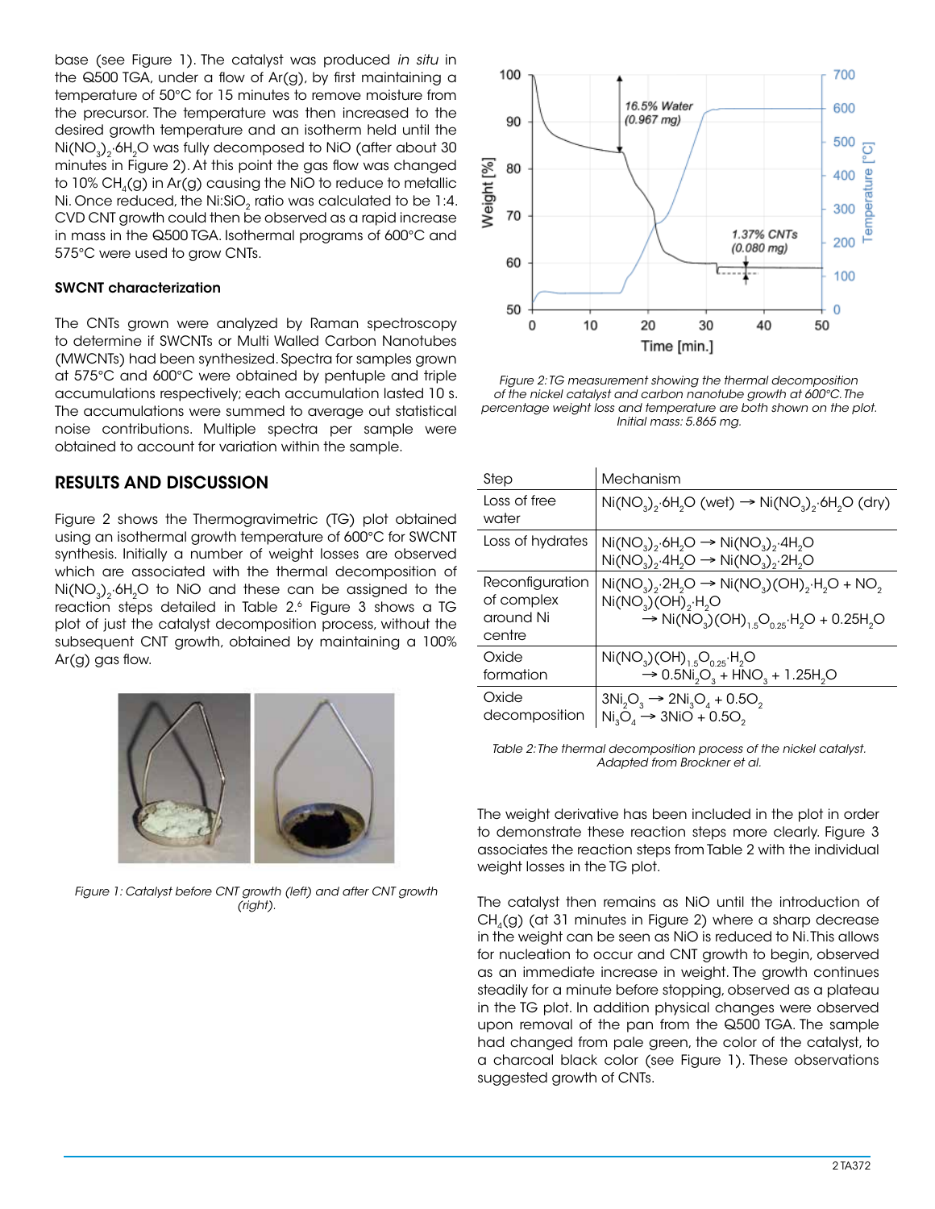base (see Figure 1). The catalyst was produced *in situ* in the Q500 TGA, under a flow of Ar(g), by first maintaining a temperature of 50°C for 15 minutes to remove moisture from the precursor. The temperature was then increased to the desired growth temperature and an isotherm held until the $Ni(NO_3)_2{\cdot}6H_2O$ was fully decomposed to NiO (after about 30 minutes in Figure 2). At this point the gas flow was changed to 10% $CH_4$(g) in Ar(g) causing the NiO to reduce to metallic Ni. Once reduced, the Ni:$SiO_2$ ratio was calculated to be 1:4. CVD CNT growth could then be observed as a rapid increase in mass in the Q500 TGA. Isothermal programs of 600°C and 575°C were used to grow CNTs.

### SWCNT characterization

The CNTs grown were analyzed by Raman spectroscopy to determine if SWCNTs or Multi Walled Carbon Nanotubes (MWCNTs) had been synthesized. Spectra for samples grown at 575°C and 600°C were obtained by pentuple and triple accumulations respectively; each accumulation lasted 10 s. The accumulations were summed to average out statistical noise contributions. Multiple spectra per sample were obtained to account for variation within the sample.

## RESULTS AND DISCUSSION

Figure 2 shows the Thermogravimetric (TG) plot obtained using an isothermal growth temperature of 600°C for SWCNT synthesis. Initially a number of weight losses are observed which are associated with the thermal decomposition of $Ni(NO_3)_2{\cdot}6H_2O$ to NiO and these can be assigned to the reaction steps detailed in Table 2.[6] Figure 3 shows a TG plot of just the catalyst decomposition process, without the subsequent CNT growth, obtained by maintaining a 100% Ar(g) gas flow.

*Figure 1: Catalyst before CNT growth (left) and after CNT growth (right).*

*Figure 2: TG measurement showing the thermal decomposition of the nickel catalyst and carbon nanotube growth at 600°C. The percentage weight loss and temperature are both shown on the plot. Initial mass: 5.865 mg.*

| Step | Mechanism |
|---|---|
| Loss of free water | $Ni(NO_3)_2{\cdot}6H_2O$ (wet) → $Ni(NO_3)_2{\cdot}6H_2O$ (dry) |
| Loss of hydrates | $Ni(NO_3)_2{\cdot}6H_2O \rightarrow Ni(NO_3)_2{\cdot}4H_2O$<br>$Ni(NO_3)_2{\cdot}4H_2O \rightarrow Ni(NO_3)_2{\cdot}2H_2O$ |
| Reconfiguration of complex around Ni centre | $Ni(NO_3)_2{\cdot}2H_2O \rightarrow Ni(NO_3)(OH)_2{\cdot}H_2O + NO_2$<br>$Ni(NO_3)(OH)_2{\cdot}H_2O \rightarrow Ni(NO_3)(OH)_{1.5}O_{0.25}{\cdot}H_2O + 0.25H_2O$ |
| Oxide formation | $Ni(NO_3)(OH)_{1.5}O_{0.25}{\cdot}H_2O \rightarrow 0.5Ni_2O_3 + HNO_3 + 1.25H_2O$ |
| Oxide decomposition | $3Ni_2O_3 \rightarrow 2Ni_3O_4 + 0.5O_2$<br>$Ni_3O_4 \rightarrow 3NiO + 0.5O_2$ |

*Table 2: The thermal decomposition process of the nickel catalyst. Adapted from Brockner et al.*

The weight derivative has been included in the plot in order to demonstrate these reaction steps more clearly. Figure 3 associates the reaction steps from Table 2 with the individual weight losses in the TG plot.

The catalyst then remains as NiO until the introduction of $CH_4$(g) (at 31 minutes in Figure 2) where a sharp decrease in the weight can be seen as NiO is reduced to Ni. This allows for nucleation to occur and CNT growth to begin, observed as an immediate increase in weight. The growth continues steadily for a minute before stopping, observed as a plateau in the TG plot. In addition physical changes were observed upon removal of the pan from the Q500 TGA. The sample had changed from pale green, the color of the catalyst, to a charcoal black color (see Figure 1). These observations suggested growth of CNTs.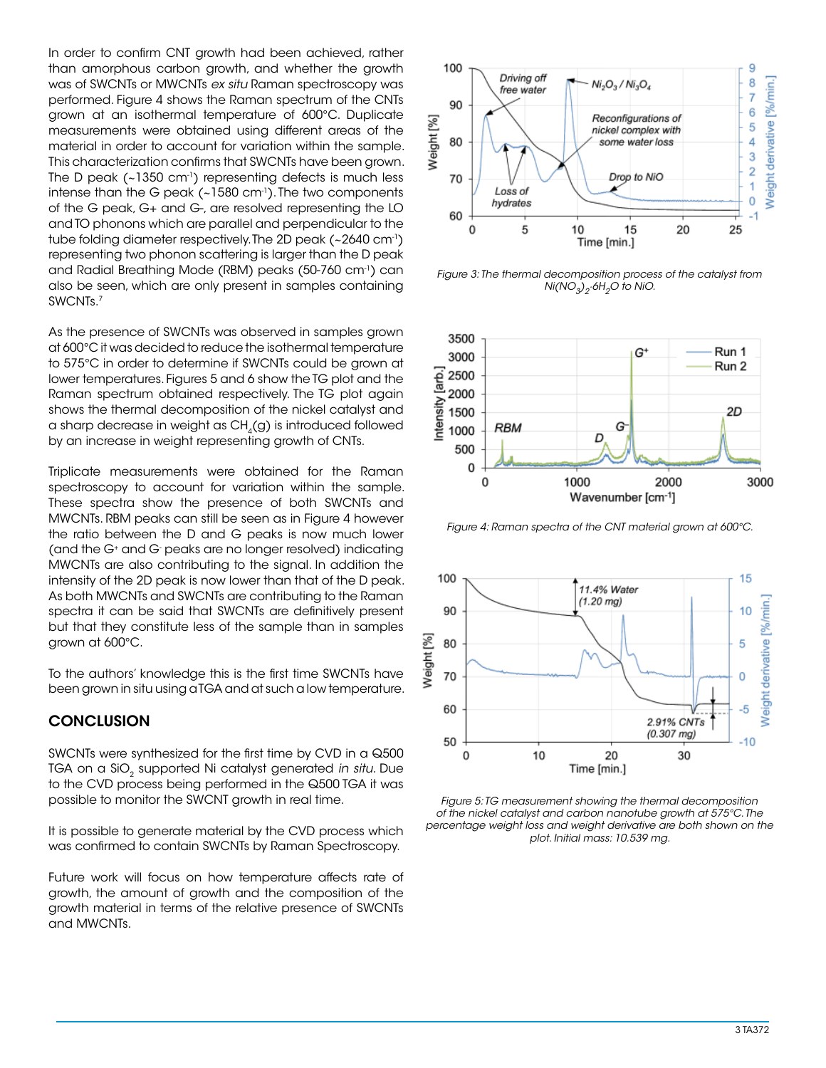In order to confirm CNT growth had been achieved, rather than amorphous carbon growth, and whether the growth was of SWCNTs or MWCNTs *ex situ* Raman spectroscopy was performed. Figure 4 shows the Raman spectrum of the CNTs grown at an isothermal temperature of 600°C. Duplicate measurements were obtained using different areas of the material in order to account for variation within the sample. This characterization confirms that SWCNTs have been grown. The D peak (~1350 $cm^{-1}$) representing defects is much less intense than the G peak (~1580 $cm^{-1}$). The two components of the G peak, G+ and G-, are resolved representing the LO and TO phonons which are parallel and perpendicular to the tube folding diameter respectively. The 2D peak (~2640 $cm^{-1}$) representing two phonon scattering is larger than the D peak and Radial Breathing Mode (RBM) peaks (50-760 $cm^{-1}$) can also be seen, which are only present in samples containing SWCNTs.[7]

As the presence of SWCNTs was observed in samples grown at 600°C it was decided to reduce the isothermal temperature to 575°C in order to determine if SWCNTs could be grown at lower temperatures. Figures 5 and 6 show the TG plot and the Raman spectrum obtained respectively. The TG plot again shows the thermal decomposition of the nickel catalyst and a sharp decrease in weight as $CH_4$(g) is introduced followed by an increase in weight representing growth of CNTs.

Triplicate measurements were obtained for the Raman spectroscopy to account for variation within the sample. These spectra show the presence of both SWCNTs and MWCNTs. RBM peaks can still be seen as in Figure 4 however the ratio between the D and G peaks is now much lower (and the $G^+$ and $G^-$ peaks are no longer resolved) indicating MWCNTs are also contributing to the signal. In addition the intensity of the 2D peak is now lower than that of the D peak. As both MWCNTs and SWCNTs are contributing to the Raman spectra it can be said that SWCNTs are definitively present but that they constitute less of the sample than in samples grown at 600°C.

To the authors' knowledge this is the first time SWCNTs have been grown in situ using a TGA and at such a low temperature.

## CONCLUSION

SWCNTs were synthesized for the first time by CVD in a Q500 TGA on a $SiO_2$ supported Ni catalyst generated *in situ*. Due to the CVD process being performed in the Q500 TGA it was possible to monitor the SWCNT growth in real time.

It is possible to generate material by the CVD process which was confirmed to contain SWCNTs by Raman Spectroscopy.

Future work will focus on how temperature affects rate of growth, the amount of growth and the composition of the growth material in terms of the relative presence of SWCNTs and MWCNTs.

*Figure 3: The thermal decomposition process of the catalyst from $Ni(NO_3)_2{\cdot}6H_2O$ to NiO.*

*Figure 4: Raman spectra of the CNT material grown at 600°C.*

*Figure 5: TG measurement showing the thermal decomposition of the nickel catalyst and carbon nanotube growth at 575°C. The percentage weight loss and weight derivative are both shown on the plot. Initial mass: 10.539 mg.*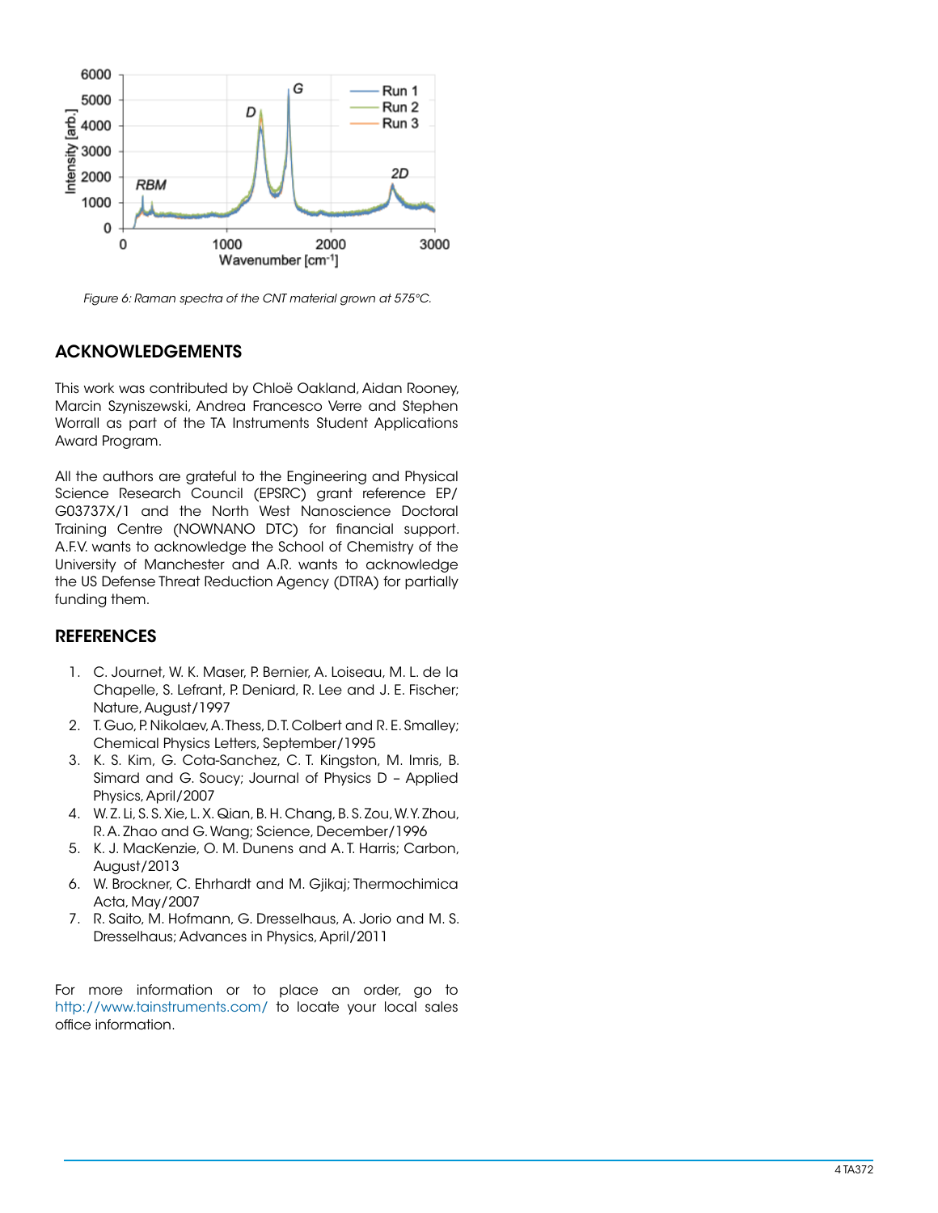6000
5000
4000
3000
2000
1000
0
Intensity [arb.]
0
1000
2000
3000
Wavenumber [cm$^{-1}$]
RBM
D
G
2D
Run 1
Run 2
Run 3

*Figure 6: Raman spectra of the CNT material grown at 575°C.*

## ACKNOWLEDGEMENTS

This work was contributed by Chloë Oakland, Aidan Rooney, Marcin Szyniszewski, Andrea Francesco Verre and Stephen Worrall as part of the TA Instruments Student Applications Award Program.

All the authors are grateful to the Engineering and Physical Science Research Council (EPSRC) grant reference EP/G03737X/1 and the North West Nanoscience Doctoral Training Centre (NOWNANO DTC) for financial support. A.F.V. wants to acknowledge the School of Chemistry of the University of Manchester and A.R. wants to acknowledge the US Defense Threat Reduction Agency (DTRA) for partially funding them.

## REFERENCES

1. C. Journet, W. K. Maser, P. Bernier, A. Loiseau, M. L. de la Chapelle, S. Lefrant, P. Deniard, R. Lee and J. E. Fischer; Nature, August/1997
2. T. Guo, P. Nikolaev, A. Thess, D.T. Colbert and R. E. Smalley; Chemical Physics Letters, September/1995
3. K. S. Kim, G. Cota-Sanchez, C. T. Kingston, M. Imris, B. Simard and G. Soucy; Journal of Physics D – Applied Physics, April/2007
4. W. Z. Li, S. S. Xie, L. X. Qian, B. H. Chang, B. S. Zou, W. Y. Zhou, R. A. Zhao and G. Wang; Science, December/1996
5. K. J. MacKenzie, O. M. Dunens and A. T. Harris; Carbon, August/2013
6. W. Brockner, C. Ehrhardt and M. Gjikaj; Thermochimica Acta, May/2007
7. R. Saito, M. Hofmann, G. Dresselhaus, A. Jorio and M. S. Dresselhaus; Advances in Physics, April/2011

For more information or to place an order, go to http://www.tainstruments.com/ to locate your local sales office information.